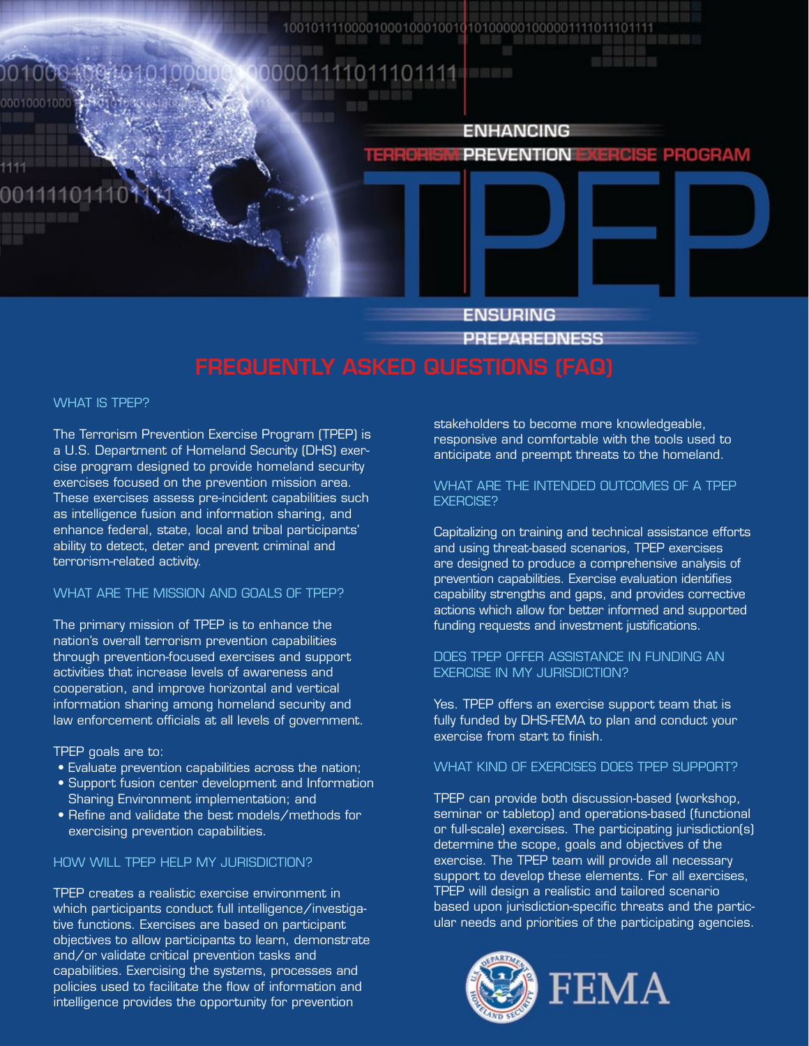# ENHANCING TERRORISM PREVENTION EXERCISE PROGRAM

# TPEP

## ENSURING PREPAREDNESS

# FREQUENTLY ASKED QUESTIONS (FAQ)

### WHAT IS TPEP?

The Terrorism Prevention Exercise Program (TPEP) is a U.S. Department of Homeland Security (DHS) exercise program designed to provide homeland security exercises focused on the prevention mission area. These exercises assess pre-incident capabilities such as intelligence fusion and information sharing, and enhance federal, state, local and tribal participants' ability to detect, deter and prevent criminal and terrorism-related activity.

### WHAT ARE THE MISSION AND GOALS OF TPEP?

The primary mission of TPEP is to enhance the nation's overall terrorism prevention capabilities through prevention-focused exercises and support activities that increase levels of awareness and cooperation, and improve horizontal and vertical information sharing among homeland security and law enforcement officials at all levels of government.

TPEP goals are to:

- Evaluate prevention capabilities across the nation;
- Support fusion center development and Information Sharing Environment implementation; and
- Refine and validate the best models/methods for exercising prevention capabilities.

### HOW WILL TPEP HELP MY JURISDICTION?

TPEP creates a realistic exercise environment in which participants conduct full intelligence/investigative functions. Exercises are based on participant objectives to allow participants to learn, demonstrate and/or validate critical prevention tasks and capabilities. Exercising the systems, processes and policies used to facilitate the flow of information and intelligence provides the opportunity for prevention stakeholders to become more knowledgeable, responsive and comfortable with the tools used to anticipate and preempt threats to the homeland.

### WHAT ARE THE INTENDED OUTCOMES OF A TPEP EXERCISE?

Capitalizing on training and technical assistance efforts and using threat-based scenarios, TPEP exercises are designed to produce a comprehensive analysis of prevention capabilities. Exercise evaluation identifies capability strengths and gaps, and provides corrective actions which allow for better informed and supported funding requests and investment justifications.

### DOES TPEP OFFER ASSISTANCE IN FUNDING AN EXERCISE IN MY JURISDICTION?

Yes. TPEP offers an exercise support team that is fully funded by DHS-FEMA to plan and conduct your exercise from start to finish.

### WHAT KIND OF EXERCISES DOES TPEP SUPPORT?

TPEP can provide both discussion-based (workshop, seminar or tabletop) and operations-based (functional or full-scale) exercises. The participating jurisdiction(s) determine the scope, goals and objectives of the exercise. The TPEP team will provide all necessary support to develop these elements. For all exercises, TPEP will design a realistic and tailored scenario based upon jurisdiction-specific threats and the particular needs and priorities of the participating agencies.

FEMA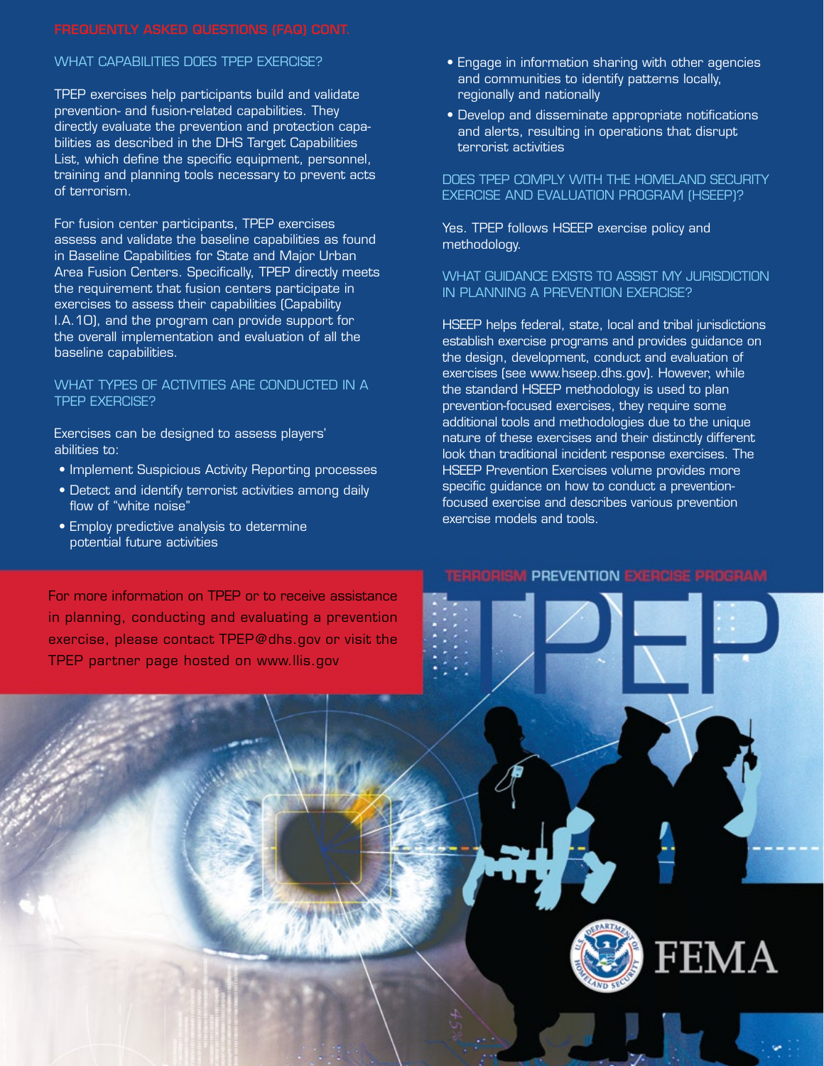## FREQUENTLY ASKED QUESTIONS (FAQ) CONT.

### WHAT CAPABILITIES DOES TPEP EXERCISE?

TPEP exercises help participants build and validate prevention- and fusion-related capabilities. They directly evaluate the prevention and protection capabilities as described in the DHS Target Capabilities List, which define the specific equipment, personnel, training and planning tools necessary to prevent acts of terrorism.

For fusion center participants, TPEP exercises assess and validate the baseline capabilities as found in Baseline Capabilities for State and Major Urban Area Fusion Centers. Specifically, TPEP directly meets the requirement that fusion centers participate in exercises to assess their capabilities (Capability I.A.10), and the program can provide support for the overall implementation and evaluation of all the baseline capabilities.

### WHAT TYPES OF ACTIVITIES ARE CONDUCTED IN A TPEP EXERCISE?

Exercises can be designed to assess players' abilities to:

- Implement Suspicious Activity Reporting processes
- Detect and identify terrorist activities among daily flow of "white noise"
- Employ predictive analysis to determine potential future activities
- Engage in information sharing with other agencies and communities to identify patterns locally, regionally and nationally
- Develop and disseminate appropriate notifications and alerts, resulting in operations that disrupt terrorist activities

### DOES TPEP COMPLY WITH THE HOMELAND SECURITY EXERCISE AND EVALUATION PROGRAM (HSEEP)?

Yes. TPEP follows HSEEP exercise policy and methodology.

### WHAT GUIDANCE EXISTS TO ASSIST MY JURISDICTION IN PLANNING A PREVENTION EXERCISE?

HSEEP helps federal, state, local and tribal jurisdictions establish exercise programs and provides guidance on the design, development, conduct and evaluation of exercises (see www.hseep.dhs.gov). However, while the standard HSEEP methodology is used to plan prevention-focused exercises, they require some additional tools and methodologies due to the unique nature of these exercises and their distinctly different look than traditional incident response exercises. The HSEEP Prevention Exercises volume provides more specific guidance on how to conduct a prevention-focused exercise and describes various prevention exercise models and tools.

For more information on TPEP or to receive assistance in planning, conducting and evaluating a prevention exercise, please contact TPEP@dhs.gov or visit the TPEP partner page hosted on www.llis.gov

TERRORISM PREVENTION EXERCISE PROGRAM

TPEP

FEMA